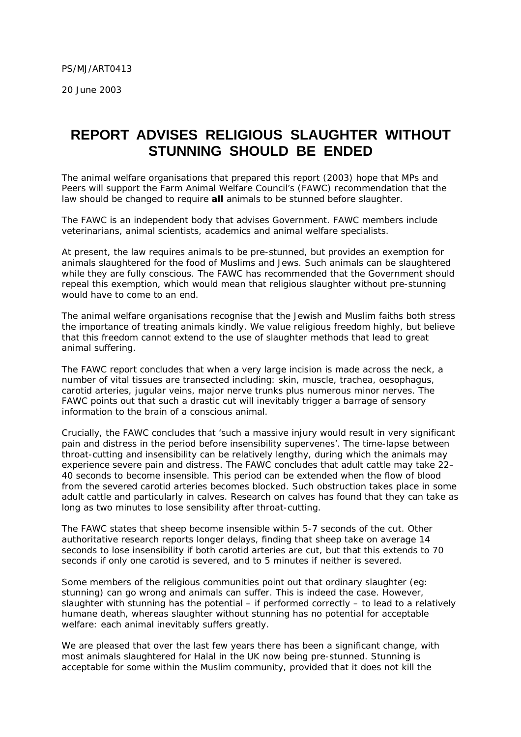PS/MJ/ART0413

20 June 2003

# REPORT ADVISES RELIGIOUS SLAUGHTER WITHOUT STUNNING SHOULD BE ENDED

The animal welfare organisations that prepared this report (2003) hope that MPs and Peers will support the Farm Animal Welfare Council's (FAWC) recommendation that the law should be changed to require **all** animals to be stunned before slaughter.

The FAWC is an independent body that advises Government. FAWC members include veterinarians, animal scientists, academics and animal welfare specialists.

At present, the law requires animals to be pre-stunned, but provides an exemption for animals slaughtered for the food of Muslims and Jews. Such animals can be slaughtered while they are fully conscious. The FAWC has recommended that the Government should repeal this exemption, which would mean that religious slaughter without pre-stunning would have to come to an end.

The animal welfare organisations recognise that the Jewish and Muslim faiths both stress the importance of treating animals kindly. We value religious freedom highly, but believe that this freedom cannot extend to the use of slaughter methods that lead to great animal suffering.

The FAWC report concludes that when a very large incision is made across the neck, a number of vital tissues are transected including: skin, muscle, trachea, oesophagus, carotid arteries, jugular veins, major nerve trunks plus numerous minor nerves. The FAWC points out that such a drastic cut will inevitably trigger a barrage of sensory information to the brain of a conscious animal.

Crucially, the FAWC concludes that 'such a massive injury would result in very significant pain and distress in the period before insensibility supervenes'. The time-lapse between throat-cutting and insensibility can be relatively lengthy, during which the animals may experience severe pain and distress. The FAWC concludes that adult cattle may take 22–40 seconds to become insensible. This period can be extended when the flow of blood from the severed carotid arteries becomes blocked. Such obstruction takes place in some adult cattle and particularly in calves. Research on calves has found that they can take as long as two minutes to lose sensibility after throat-cutting.

The FAWC states that sheep become insensible within 5-7 seconds of the cut. Other authoritative research reports longer delays, finding that sheep take on average 14 seconds to lose insensibility if both carotid arteries are cut, but that this extends to 70 seconds if only one carotid is severed, and to 5 minutes if neither is severed.

Some members of the religious communities point out that ordinary slaughter (eg: stunning) can go wrong and animals can suffer. This is indeed the case. However, slaughter with stunning has the potential – if performed correctly – to lead to a relatively humane death, whereas slaughter without stunning has no potential for acceptable welfare: each animal inevitably suffers greatly.

We are pleased that over the last few years there has been a significant change, with most animals slaughtered for Halal in the UK now being pre-stunned. Stunning is acceptable for some within the Muslim community, provided that it does not kill the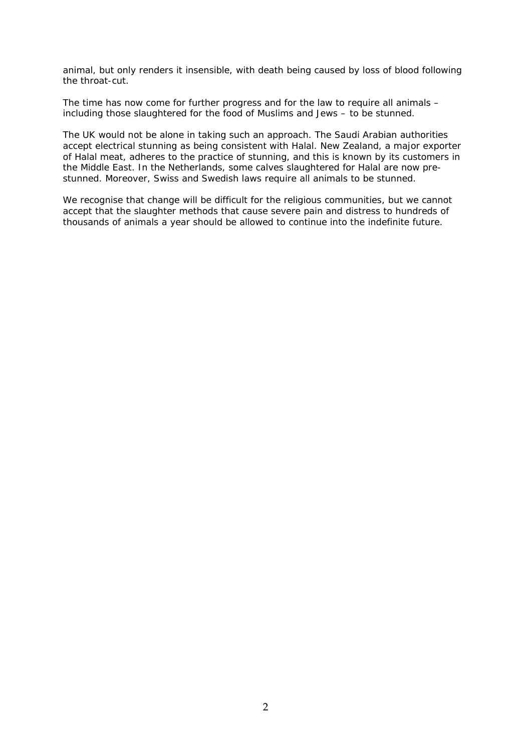animal, but only renders it insensible, with death being caused by loss of blood following the throat-cut.

The time has now come for further progress and for the law to require all animals – including those slaughtered for the food of Muslims and Jews – to be stunned.

The UK would not be alone in taking such an approach. The Saudi Arabian authorities accept electrical stunning as being consistent with Halal. New Zealand, a major exporter of Halal meat, adheres to the practice of stunning, and this is known by its customers in the Middle East. In the Netherlands, some calves slaughtered for Halal are now pre-stunned. Moreover, Swiss and Swedish laws require all animals to be stunned.

We recognise that change will be difficult for the religious communities, but we cannot accept that the slaughter methods that cause severe pain and distress to hundreds of thousands of animals a year should be allowed to continue into the indefinite future.